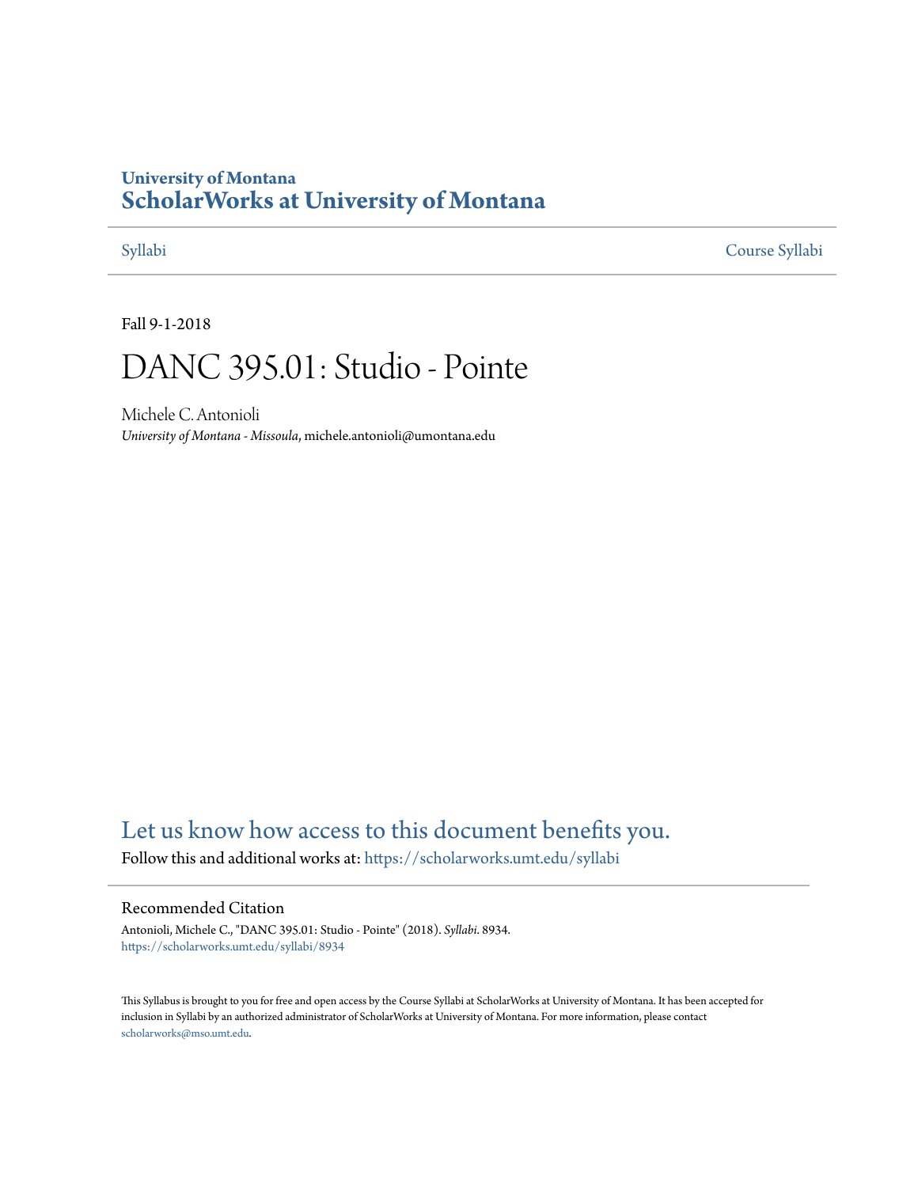University of Montana

# ScholarWorks at University of Montana

Syllabi Course Syllabi

Fall 9-1-2018

# DANC 395.01: Studio - Pointe

Michele C. Antonioli

*University of Montana - Missoula*, michele.antonioli@umontana.edu

Let us know how access to this document benefits you.

Follow this and additional works at: https://scholarworks.umt.edu/syllabi

## Recommended Citation

Antonioli, Michele C., "DANC 395.01: Studio - Pointe" (2018). *Syllabi*. 8934.
https://scholarworks.umt.edu/syllabi/8934

This Syllabus is brought to you for free and open access by the Course Syllabi at ScholarWorks at University of Montana. It has been accepted for inclusion in Syllabi by an authorized administrator of ScholarWorks at University of Montana. For more information, please contact scholarworks@mso.umt.edu.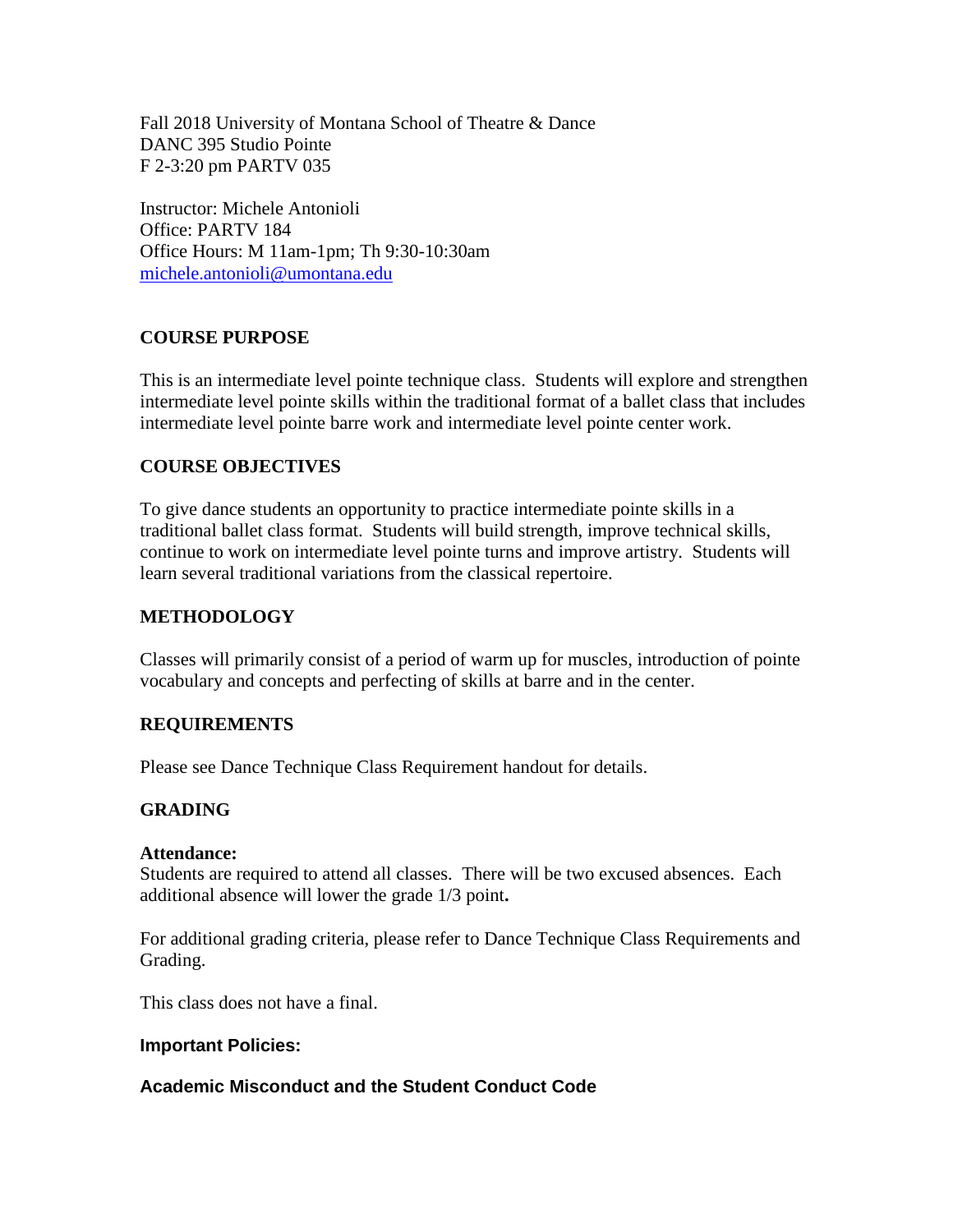Fall 2018 University of Montana School of Theatre & Dance
DANC 395 Studio Pointe
F 2-3:20 pm PARTV 035

Instructor: Michele Antonioli
Office: PARTV 184
Office Hours: M 11am-1pm; Th 9:30-10:30am
michele.antonioli@umontana.edu

## COURSE PURPOSE

This is an intermediate level pointe technique class. Students will explore and strengthen intermediate level pointe skills within the traditional format of a ballet class that includes intermediate level pointe barre work and intermediate level pointe center work.

## COURSE OBJECTIVES

To give dance students an opportunity to practice intermediate pointe skills in a traditional ballet class format. Students will build strength, improve technical skills, continue to work on intermediate level pointe turns and improve artistry. Students will learn several traditional variations from the classical repertoire.

## METHODOLOGY

Classes will primarily consist of a period of warm up for muscles, introduction of pointe vocabulary and concepts and perfecting of skills at barre and in the center.

## REQUIREMENTS

Please see Dance Technique Class Requirement handout for details.

## GRADING

**Attendance:**
Students are required to attend all classes. There will be two excused absences. Each additional absence will lower the grade 1/3 point**.**

For additional grading criteria, please refer to Dance Technique Class Requirements and Grading.

This class does not have a final.

### Important Policies:

### Academic Misconduct and the Student Conduct Code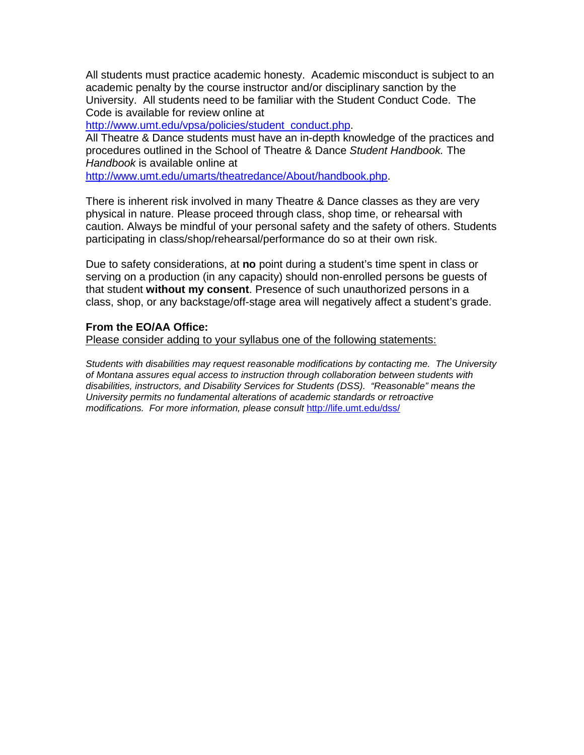All students must practice academic honesty. Academic misconduct is subject to an academic penalty by the course instructor and/or disciplinary sanction by the University. All students need to be familiar with the Student Conduct Code. The Code is available for review online at
[http://www.umt.edu/vpsa/policies/student_conduct.php](http://www.umt.edu/vpsa/policies/student_conduct.php).
All Theatre & Dance students must have an in-depth knowledge of the practices and procedures outlined in the School of Theatre & Dance *Student Handbook.* The *Handbook* is available online at
[http://www.umt.edu/umarts/theatredance/About/handbook.php](http://www.umt.edu/umarts/theatredance/About/handbook.php).

There is inherent risk involved in many Theatre & Dance classes as they are very physical in nature. Please proceed through class, shop time, or rehearsal with caution. Always be mindful of your personal safety and the safety of others. Students participating in class/shop/rehearsal/performance do so at their own risk.

Due to safety considerations, at **no** point during a student's time spent in class or serving on a production (in any capacity) should non-enrolled persons be guests of that student **without my consent**. Presence of such unauthorized persons in a class, shop, or any backstage/off-stage area will negatively affect a student's grade.

**From the EO/AA Office:**
Please consider adding to your syllabus one of the following statements:

*Students with disabilities may request reasonable modifications by contacting me. The University of Montana assures equal access to instruction through collaboration between students with disabilities, instructors, and Disability Services for Students (DSS). "Reasonable" means the University permits no fundamental alterations of academic standards or retroactive modifications. For more information, please consult* [http://life.umt.edu/dss/](http://life.umt.edu/dss/)